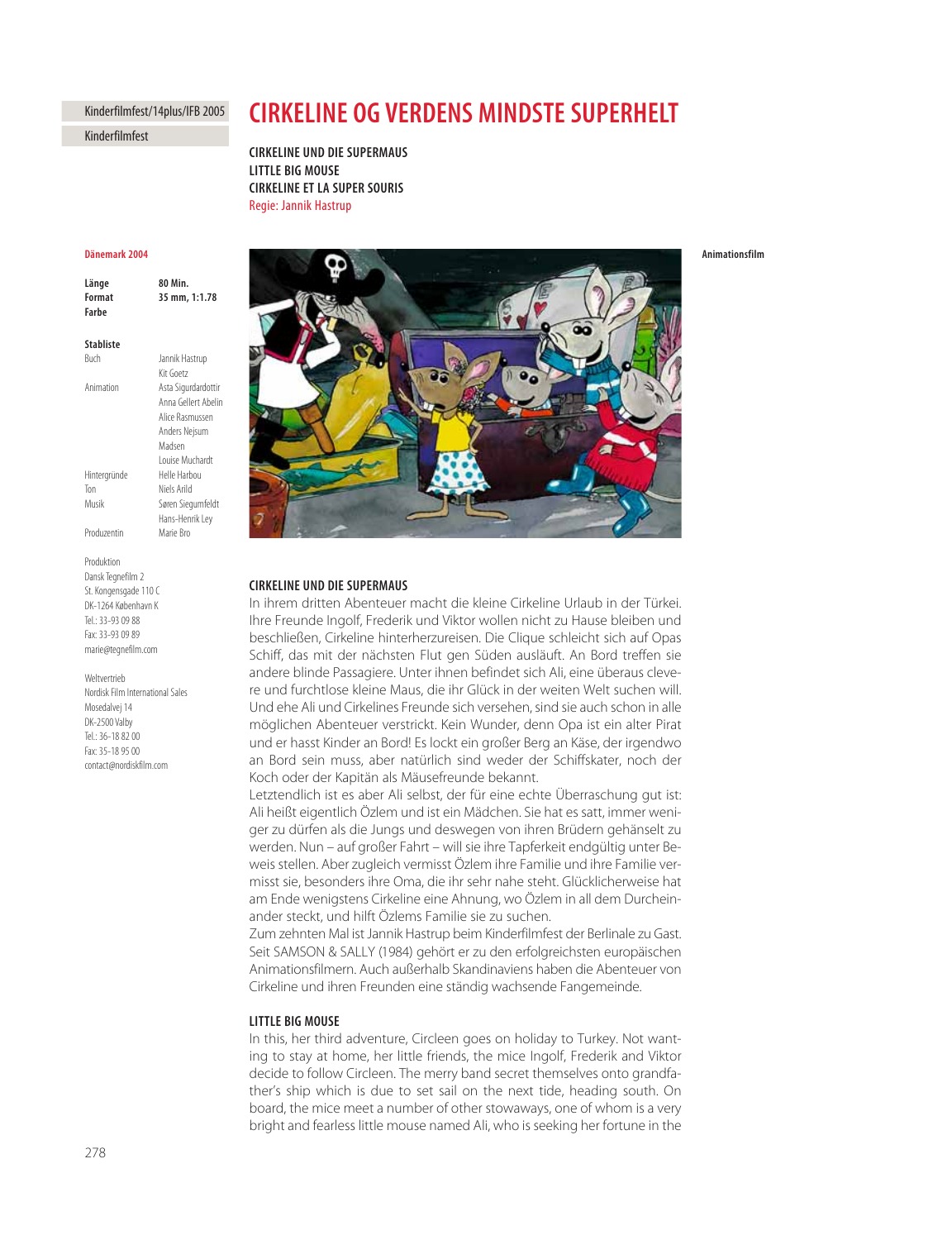Kinderfilmfest/14plus/IFB 2005

Kinderfilmfest

# CIRKELINE OG VERDENS MINDSTE SUPERHELT

**CIRKELINE UND DIE SUPERMAUS**
**LITTLE BIG MOUSE**
**CIRKELINE ET LA SUPER SOURIS**
Regie: Jannik Hastrup

**Dänemark 2004**

**Animationsfilm**

| | |
|---|---|
| **Länge** | **80 Min.** |
| **Format** | **35 mm, 1:1.78** |
| **Farbe** | |

**Stabliste**

| | |
|---|---|
| Buch | Jannik Hastrup<br>Kit Goetz |
| Animation | Asta Sigurdardottir<br>Anna Gellert Abelin<br>Alice Rasmussen<br>Anders Nejsum<br>Madsen<br>Louise Muchardt |
| Hintergründe | Helle Harbou |
| Ton | Niels Arild |
| Musik | Søren Siegumfeldt<br>Hans-Henrik Ley |
| Produzentin | Marie Bro |

Produktion
Dansk Tegnefilm 2
St. Kongensgade 110 C
DK-1264 København K
Tel.: 33-93 09 88
Fax: 33-93 09 89
marie@tegnefilm.com

Weltvertrieb
Nordisk Film International Sales
Mosedalvej 14
DK-2500 Valby
Tel.: 36-18 82 00
Fax: 35-18 95 00
contact@nordiskfilm.com

### CIRKELINE UND DIE SUPERMAUS

In ihrem dritten Abenteuer macht die kleine Cirkeline Urlaub in der Türkei. Ihre Freunde Ingolf, Frederik und Viktor wollen nicht zu Hause bleiben und beschließen, Cirkeline hinterherzureisen. Die Clique schleicht sich auf Opas Schiff, das mit der nächsten Flut gen Süden ausläuft. An Bord treffen sie andere blinde Passagiere. Unter ihnen befindet sich Ali, eine überaus clevere und furchtlose kleine Maus, die ihr Glück in der weiten Welt suchen will. Und ehe Ali und Cirkelines Freunde sich versehen, sind sie auch schon in alle möglichen Abenteuer verstrickt. Kein Wunder, denn Opa ist ein alter Pirat und er hasst Kinder an Bord! Es lockt ein großer Berg an Käse, der irgendwo an Bord sein muss, aber natürlich sind weder der Schiffskater, noch der Koch oder der Kapitän als Mäusefreunde bekannt.
Letztendlich ist es aber Ali selbst, der für eine echte Überraschung gut ist: Ali heißt eigentlich Özlem und ist ein Mädchen. Sie hat es satt, immer weniger zu dürfen als die Jungs und deswegen von ihren Brüdern gehänselt zu werden. Nun – auf großer Fahrt – will sie ihre Tapferkeit endgültig unter Beweis stellen. Aber zugleich vermisst Özlem ihre Familie und ihre Familie vermisst sie, besonders ihre Oma, die ihr sehr nahe steht. Glücklicherweise hat am Ende wenigstens Cirkeline eine Ahnung, wo Özlem in all dem Durcheinander steckt, und hilft Özlems Familie sie zu suchen.
Zum zehnten Mal ist Jannik Hastrup beim Kinderfilmfest der Berlinale zu Gast. Seit SAMSON & SALLY (1984) gehört er zu den erfolgreichsten europäischen Animationsfilmern. Auch außerhalb Skandinaviens haben die Abenteuer von Cirkeline und ihren Freunden eine ständig wachsende Fangemeinde.

### LITTLE BIG MOUSE

In this, her third adventure, Circleen goes on holiday to Turkey. Not wanting to stay at home, her little friends, the mice Ingolf, Frederik and Viktor decide to follow Circleen. The merry band secret themselves onto grandfather's ship which is due to set sail on the next tide, heading south. On board, the mice meet a number of other stowaways, one of whom is a very bright and fearless little mouse named Ali, who is seeking her fortune in the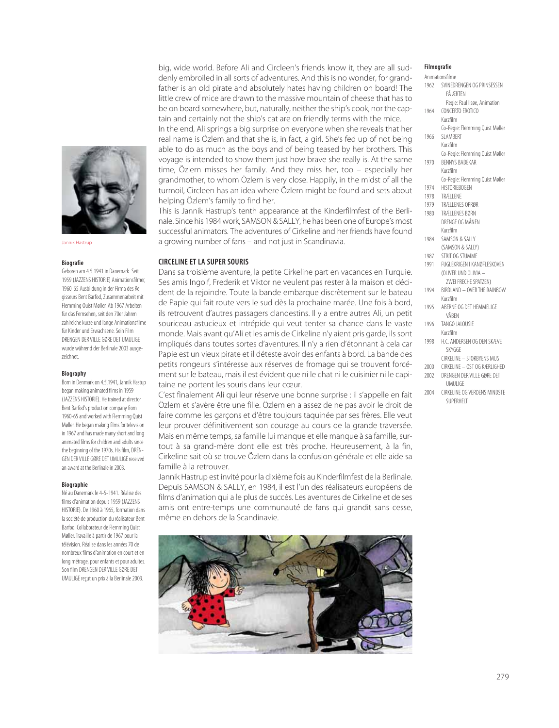big, wide world. Before Ali and Circleen's friends know it, they are all suddenly embroiled in all sorts of adventures. And this is no wonder, for grandfather is an old pirate and absolutely hates having children on board! The little crew of mice are drawn to the massive mountain of cheese that has to be on board somewhere, but, naturally, neither the ship's cook, nor the captain and certainly not the ship's cat are on friendly terms with the mice.
In the end, Ali springs a big surprise on everyone when she reveals that her real name is Özlem and that she is, in fact, a girl. She's fed up of not being able to do as much as the boys and of being teased by her brothers. This voyage is intended to show them just how brave she really is. At the same time, Özlem misses her family. And they miss her, too – especially her grandmother, to whom Özlem is very close. Happily, in the midst of all the turmoil, Circleen has an idea where Özlem might be found and sets about helping Özlem's family to find her.
This is Jannik Hastrup's tenth appearance at the Kinderfilmfest of the Berlinale. Since his 1984 work, SAMSON & SALLY, he has been one of Europe's most successful animators. The adventures of Cirkeline and her friends have found a growing number of fans – and not just in Scandinavia.

### CIRCELINE ET LA SUPER SOURIS

Dans sa troisième aventure, la petite Cirkeline part en vacances en Turquie. Ses amis Ingolf, Frederik et Viktor ne veulent pas rester à la maison et décident de la rejoindre. Toute la bande embarque discrètement sur le bateau de Papie qui fait route vers le sud dès la prochaine marée. Une fois à bord, ils retrouvent d'autres passagers clandestins. Il y a entre autres Ali, un petit souriceau astucieux et intrépide qui veut tenter sa chance dans le vaste monde. Mais avant qu'Ali et les amis de Cirkeline n'y aient pris garde, ils sont impliqués dans toutes sortes d'aventures. Il n'y a rien d'étonnant à cela car Papie est un vieux pirate et il déteste avoir des enfants à bord. La bande des petits rongeurs s'intéresse aux réserves de fromage qui se trouvent forcément sur le bateau, mais il est évident que ni le chat ni le cuisinier ni le capitaine ne portent les souris dans leur cœur.
C'est finalement Ali qui leur réserve une bonne surprise : il s'appelle en fait Özlem et s'avère être une fille. Özlem en a assez de ne pas avoir le droit de faire comme les garçons et d'être toujours taquinée par ses frères. Elle veut leur prouver définitivement son courage au cours de la grande traversée. Mais en même temps, sa famille lui manque et elle manque à sa famille, surtout à sa grand-mère dont elle est très proche. Heureusement, à la fin, Cirkeline sait où se trouve Özlem dans la confusion générale et elle aide sa famille à la retrouver.
Jannik Hastrup est invité pour la dixième fois au Kinderfilmfest de la Berlinale. Depuis SAMSON & SALLY, en 1984, il est l'un des réalisateurs européens de films d'animation qui a le plus de succès. Les aventures de Cirkeline et de ses amis ont entre-temps une communauté de fans qui grandit sans cesse, même en dehors de la Scandinavie.

Jannik Hastrup

#### Biografie

Geboren am 4.5.1941 in Dänemark. Seit 1959 (JAZZENS HISTORIE) Animationsfilmer, 1960-65 Ausbildung in der Firma des Regisseurs Bent Barfod, Zusammenarbeit mit Flemming Quist Møller. Ab 1967 Arbeiten für das Fernsehen, seit den 70er Jahren zahlreiche kurze und lange Animationsfilme für Kinder und Erwachsene. Sein Film DRENGEN DER VILLE GØRE DET UMULIGE wurde während der Berlinale 2003 ausgezeichnet.

#### Biography

Born in Denmark on 4.5.1941, Jannik Hastup began making animated films in 1959 (JAZZENS HISTORIE). He trained at director Bent Barfod's production company from 1960-65 and worked with Flemming Quist Møller. He began making films for television in 1967 and has made many short and long animated films for children and adults since the beginning of the 1970s. His film, DRENGEN DER VILLE GØRE DET UMULIGE received an award at the Berlinale in 2003.

#### Biographie

Né au Danemark le 4-5-1941. Réalise des films d'animation depuis 1959 (JAZZENS HISTORIE). De 1960 à 1965, formation dans la société de production du réalisateur Bent Barfod. Collaborateur de Flemming Quist Møller. Travaille à partir de 1967 pour la télévision. Réalise dans les années 70 de nombreux films d'animation en court et en long métrage, pour enfants et pour adultes. Son film DRENGEN DER VILLE GØRE DET UMULIGE reçut un prix à la Berlinale 2003.

#### Filmografie

Animationsfilme

- 1962 SVINEDRENGEN OG PRINSESSEN PÅ ÆRTEN
  Regie: Paul Ilsøe, Animation
- 1964 CONCERTO EROTICO
  Kurzfilm
  Co-Regie: Flemming Quist Møller
- 1966 SLAMBERT
  Kurzfilm
  Co-Regie: Flemming Quist Møller
- 1970 BENNYS BADEKAR
  Kurzfilm
  Co-Regie: Flemming Quist Møller
- 1974 HISTORIEBOGEN
- 1978 TRÆLLENE
- 1979 TRÆLLENES OPRØR
- 1980 TRÆLLENES BØRN
  DRENGE OG MÅNEN
  Kurzfilm
- 1984 SAMSON & SALLY
  (SAMSON & SALLY)
- 1987 STRIT OG STUMME
- 1991 FUGLEKRIGEN I KANØFLESKOVEN
  (OLIVER UND OLIVIA – ZWEI FRECHE SPATZEN)
- 1994 BIRDLAND – OVER THE RAINBOW
  Kurzfilm
- 1995 ABERNE OG DET HEMMELIGE VÅBEN
- 1996 TANGO JALOUSIE
  Kurzfilm
- 1998 H.C. ANDERSEN OG DEN SKÆVE SKYGGE
  CIRKELINE – STORBYENS MUS
- 2000 CIRKELINE – OST OG KÆRLIGHED
- 2002 DRENGEN DER VILLE GØRE DET UMULIGE
- 2004 CIRKELINE OG VERDENS MINDSTE SUPERHELT